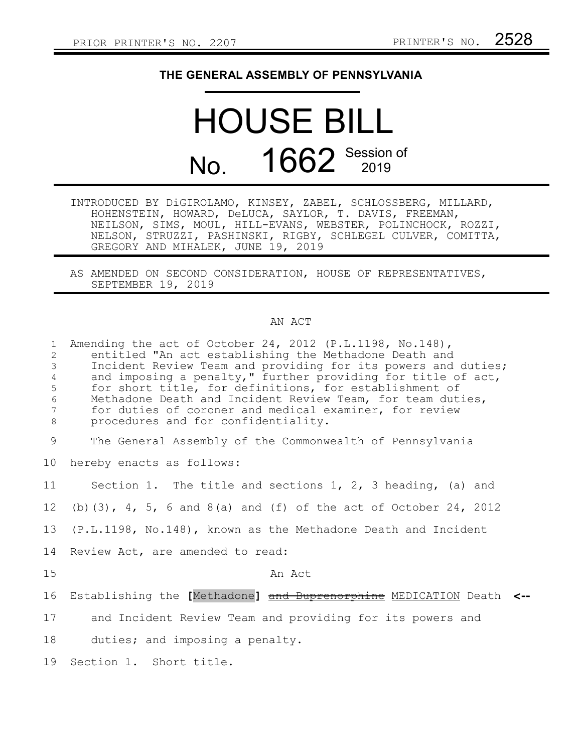PRIOR PRINTER'S NO. 2207 PRINTER'S NO. 2528

# THE GENERAL ASSEMBLY OF PENNSYLVANIA

# HOUSE BILL

# No. 1662 Session of 2019

INTRODUCED BY DiGIROLAMO, KINSEY, ZABEL, SCHLOSSBERG, MILLARD, HOHENSTEIN, HOWARD, DeLUCA, SAYLOR, T. DAVIS, FREEMAN, NEILSON, SIMS, MOUL, HILL-EVANS, WEBSTER, POLINCHOCK, ROZZI, NELSON, STRUZZI, PASHINSKI, RIGBY, SCHLEGEL CULVER, COMITTA, GREGORY AND MIHALEK, JUNE 19, 2019

AS AMENDED ON SECOND CONSIDERATION, HOUSE OF REPRESENTATIVES, SEPTEMBER 19, 2019

AN ACT

Amending the act of October 24, 2012 (P.L.1198, No.148), entitled "An act establishing the Methadone Death and Incident Review Team and providing for its powers and duties; and imposing a penalty," further providing for title of act, for short title, for definitions, for establishment of Methadone Death and Incident Review Team, for team duties, for duties of coroner and medical examiner, for review procedures and for confidentiality.

The General Assembly of the Commonwealth of Pennsylvania hereby enacts as follows:

Section 1. The title and sections 1, 2, 3 heading, (a) and (b)(3), 4, 5, 6 and 8(a) and (f) of the act of October 24, 2012 (P.L.1198, No.148), known as the Methadone Death and Incident Review Act, are amended to read:

An Act

Establishing the **[**Methadone**]** ~~and Buprenorphine~~ MEDICATION Death and Incident Review Team and providing for its powers and duties; and imposing a penalty.

Section 1. Short title.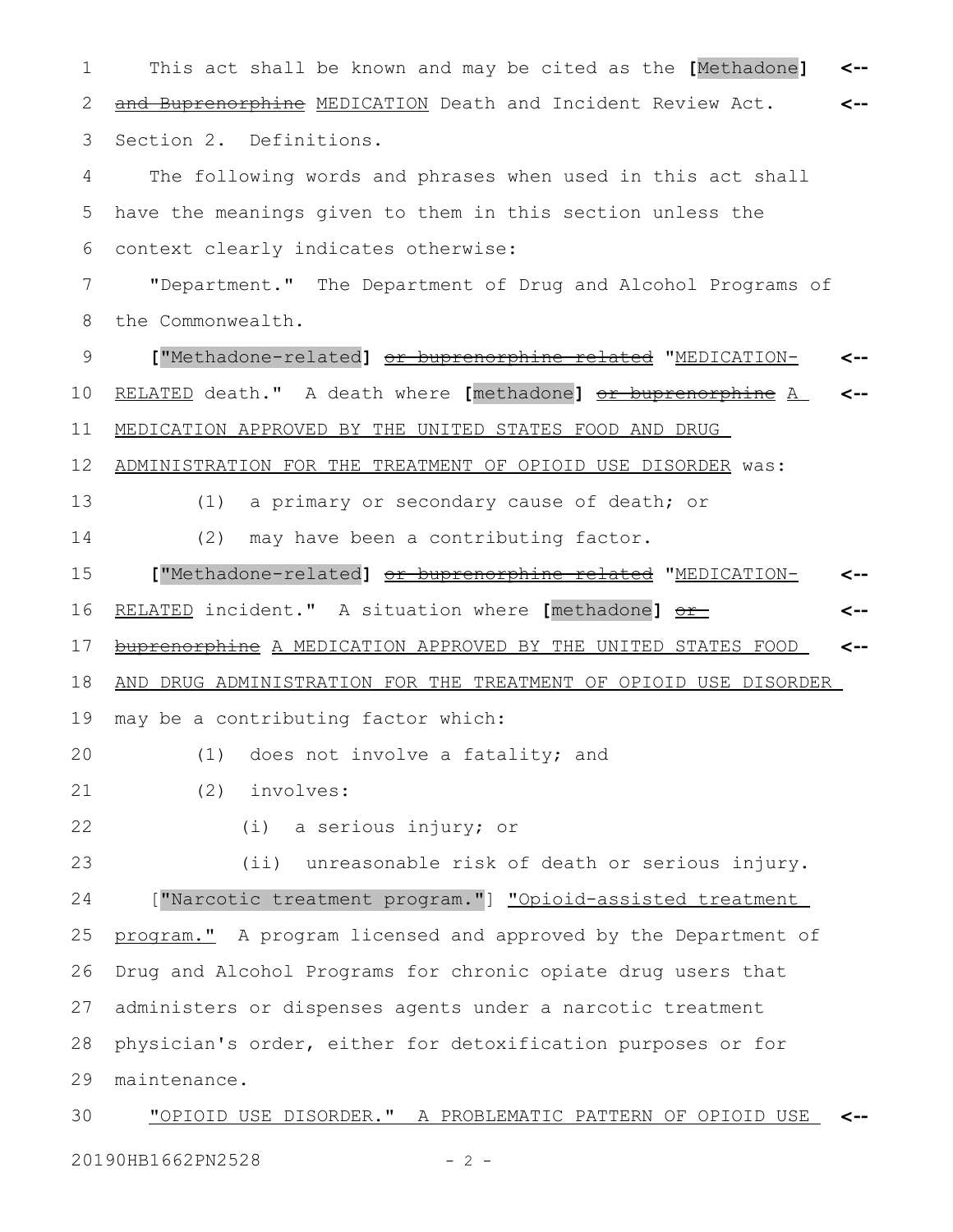This act shall be known and may be cited as the [Methadone] ~~and Buprenorphine~~ MEDICATION Death and Incident Review Act.

Section 2. Definitions.

The following words and phrases when used in this act shall have the meanings given to them in this section unless the context clearly indicates otherwise:

"Department." The Department of Drug and Alcohol Programs of the Commonwealth.

["Methadone-related] ~~or buprenorphine related~~ "MEDICATION-RELATED death." A death where [methadone] ~~or buprenorphine~~ A MEDICATION APPROVED BY THE UNITED STATES FOOD AND DRUG ADMINISTRATION FOR THE TREATMENT OF OPIOID USE DISORDER was:

(1) a primary or secondary cause of death; or

(2) may have been a contributing factor.

["Methadone-related] ~~or buprenorphine related~~ "MEDICATION-RELATED incident." A situation where [methadone] ~~or buprenorphine~~ A MEDICATION APPROVED BY THE UNITED STATES FOOD AND DRUG ADMINISTRATION FOR THE TREATMENT OF OPIOID USE DISORDER may be a contributing factor which:

(1) does not involve a fatality; and

(2) involves:

(i) a serious injury; or

(ii) unreasonable risk of death or serious injury.

["Narcotic treatment program."] "Opioid-assisted treatment program." A program licensed and approved by the Department of Drug and Alcohol Programs for chronic opiate drug users that administers or dispenses agents under a narcotic treatment physician's order, either for detoxification purposes or for maintenance.

"OPIOID USE DISORDER." A PROBLEMATIC PATTERN OF OPIOID USE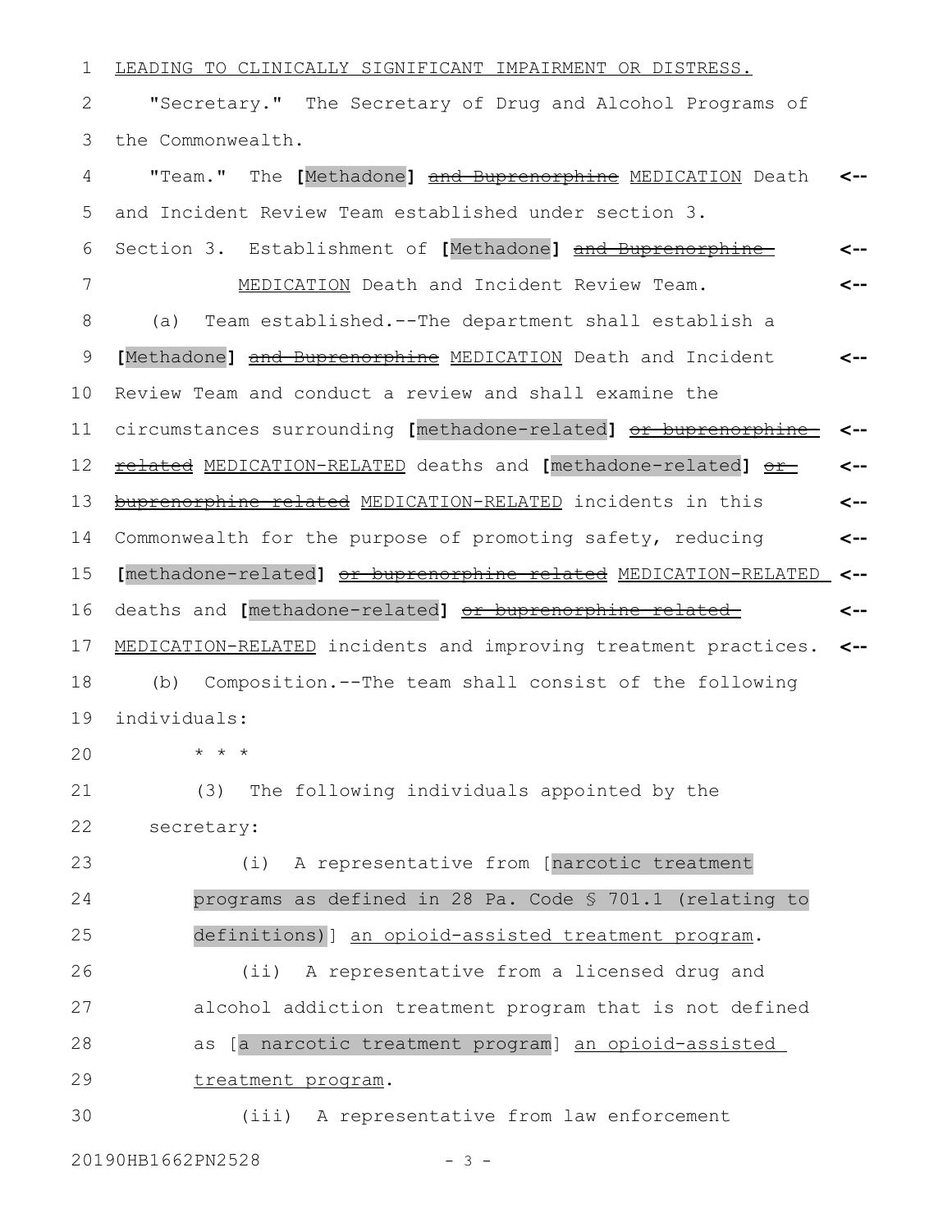LEADING TO CLINICALLY SIGNIFICANT IMPAIRMENT OR DISTRESS.

"Secretary." The Secretary of Drug and Alcohol Programs of the Commonwealth.

"Team." The [Methadone] ~~and Buprenorphine~~ MEDICATION Death and Incident Review Team established under section 3.

Section 3. Establishment of [Methadone] ~~and Buprenorphine~~ MEDICATION Death and Incident Review Team.

(a) Team established.--The department shall establish a [Methadone] ~~and Buprenorphine~~ MEDICATION Death and Incident Review Team and conduct a review and shall examine the circumstances surrounding [methadone-related] ~~or buprenorphine-related~~ MEDICATION-RELATED deaths and [methadone-related] ~~or buprenorphine-related~~ MEDICATION-RELATED incidents in this Commonwealth for the purpose of promoting safety, reducing [methadone-related] ~~or buprenorphine-related~~ MEDICATION-RELATED deaths and [methadone-related] ~~or buprenorphine-related~~ MEDICATION-RELATED incidents and improving treatment practices.

(b) Composition.--The team shall consist of the following individuals:

* * *

(3) The following individuals appointed by the secretary:

(i) A representative from [narcotic treatment programs as defined in 28 Pa. Code § 701.1 (relating to definitions)] an opioid-assisted treatment program.

(ii) A representative from a licensed drug and alcohol addiction treatment program that is not defined as [a narcotic treatment program] an opioid-assisted treatment program.

(iii) A representative from law enforcement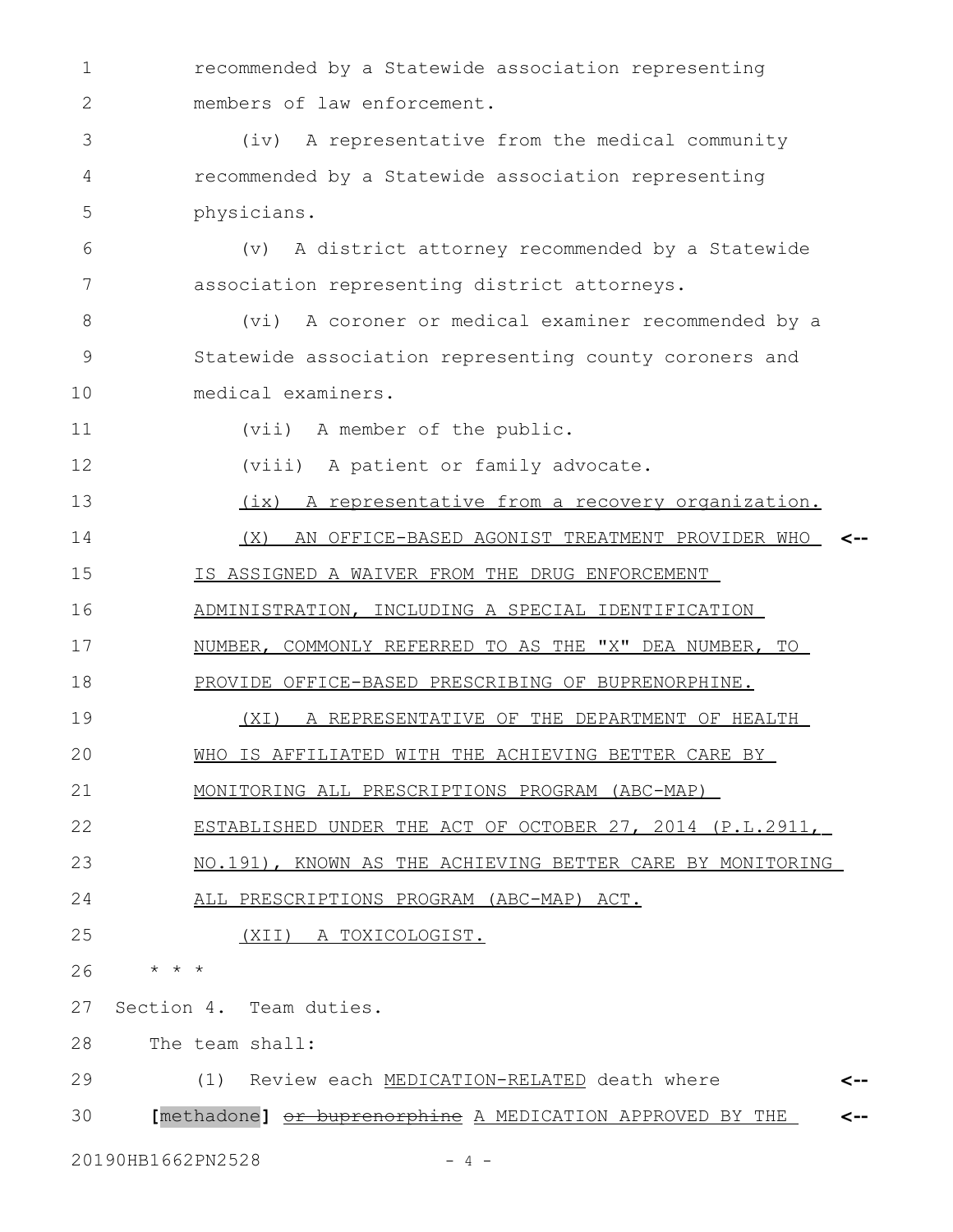recommended by a Statewide association representing members of law enforcement.

(iv) A representative from the medical community recommended by a Statewide association representing physicians.

(v) A district attorney recommended by a Statewide association representing district attorneys.

(vi) A coroner or medical examiner recommended by a Statewide association representing county coroners and medical examiners.

(vii) A member of the public.

(viii) A patient or family advocate.

<u>(ix) A representative from a recovery organization.</u>

<u>(X) AN OFFICE-BASED AGONIST TREATMENT PROVIDER WHO IS ASSIGNED A WAIVER FROM THE DRUG ENFORCEMENT ADMINISTRATION, INCLUDING A SPECIAL IDENTIFICATION NUMBER, COMMONLY REFERRED TO AS THE "X" DEA NUMBER, TO PROVIDE OFFICE-BASED PRESCRIBING OF BUPRENORPHINE.</u>

<u>(XI) A REPRESENTATIVE OF THE DEPARTMENT OF HEALTH WHO IS AFFILIATED WITH THE ACHIEVING BETTER CARE BY MONITORING ALL PRESCRIPTIONS PROGRAM (ABC-MAP) ESTABLISHED UNDER THE ACT OF OCTOBER 27, 2014 (P.L.2911, NO.191), KNOWN AS THE ACHIEVING BETTER CARE BY MONITORING ALL PRESCRIPTIONS PROGRAM (ABC-MAP) ACT.</u>

<u>(XII) A TOXICOLOGIST.</u>

\* \* \*

Section 4. Team duties.

The team shall:

(1) Review each <u>MEDICATION-RELATED</u> death where **[**methadone**]** ~~or buprenorphine~~ <u>A MEDICATION APPROVED BY THE</u>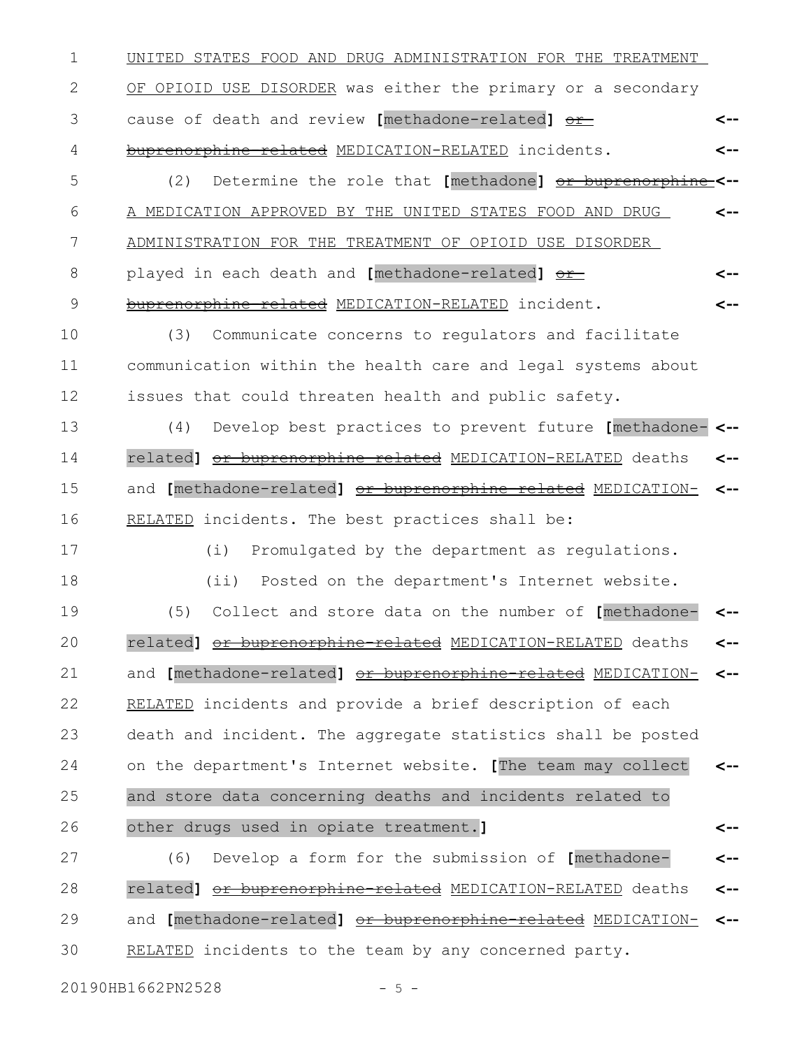UNITED STATES FOOD AND DRUG ADMINISTRATION FOR THE TREATMENT OF OPIOID USE DISORDER was either the primary or a secondary cause of death and review [methadone-related] ~~or buprenorphine-related~~ MEDICATION-RELATED incidents.

(2) Determine the role that [methadone] ~~or buprenorphine~~ A MEDICATION APPROVED BY THE UNITED STATES FOOD AND DRUG ADMINISTRATION FOR THE TREATMENT OF OPIOID USE DISORDER played in each death and [methadone-related] ~~or buprenorphine-related~~ MEDICATION-RELATED incident.

(3) Communicate concerns to regulators and facilitate communication within the health care and legal systems about issues that could threaten health and public safety.

(4) Develop best practices to prevent future [methadone-related] ~~or buprenorphine-related~~ MEDICATION-RELATED deaths and [methadone-related] ~~or buprenorphine-related~~ MEDICATION-RELATED incidents. The best practices shall be:

(i) Promulgated by the department as regulations.

(ii) Posted on the department's Internet website.

(5) Collect and store data on the number of [methadone-related] ~~or buprenorphine-related~~ MEDICATION-RELATED deaths and [methadone-related] ~~or buprenorphine-related~~ MEDICATION-RELATED incidents and provide a brief description of each death and incident. The aggregate statistics shall be posted on the department's Internet website. [The team may collect and store data concerning deaths and incidents related to other drugs used in opiate treatment.]

(6) Develop a form for the submission of [methadone-related] ~~or buprenorphine-related~~ MEDICATION-RELATED deaths and [methadone-related] ~~or buprenorphine-related~~ MEDICATION-RELATED incidents to the team by any concerned party.

20190HB1662PN2528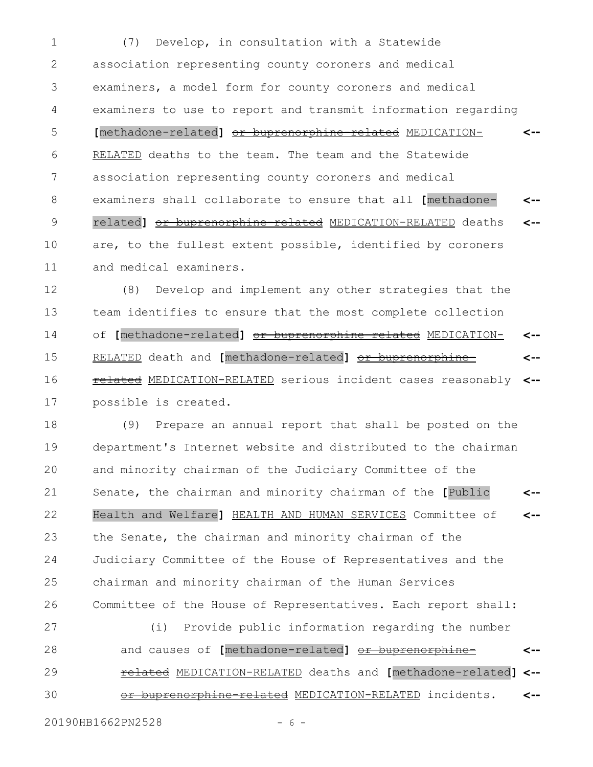(7) Develop, in consultation with a Statewide association representing county coroners and medical examiners, a model form for county coroners and medical examiners to use to report and transmit information regarding [methadone-related] ~~or buprenorphine related~~ MEDICATION-RELATED deaths to the team. The team and the Statewide association representing county coroners and medical examiners shall collaborate to ensure that all [methadone-related] ~~or buprenorphine related~~ MEDICATION-RELATED deaths are, to the fullest extent possible, identified by coroners and medical examiners.

(8) Develop and implement any other strategies that the team identifies to ensure that the most complete collection of [methadone-related] ~~or buprenorphine related~~ MEDICATION-RELATED death and [methadone-related] ~~or buprenorphine-related~~ MEDICATION-RELATED serious incident cases reasonably possible is created.

(9) Prepare an annual report that shall be posted on the department's Internet website and distributed to the chairman and minority chairman of the Judiciary Committee of the Senate, the chairman and minority chairman of the [Public Health and Welfare] HEALTH AND HUMAN SERVICES Committee of the Senate, the chairman and minority chairman of the Judiciary Committee of the House of Representatives and the chairman and minority chairman of the Human Services Committee of the House of Representatives. Each report shall:

(i) Provide public information regarding the number and causes of [methadone-related] ~~or buprenorphine-related~~ MEDICATION-RELATED deaths and [methadone-related] ~~or buprenorphine-related~~ MEDICATION-RELATED incidents.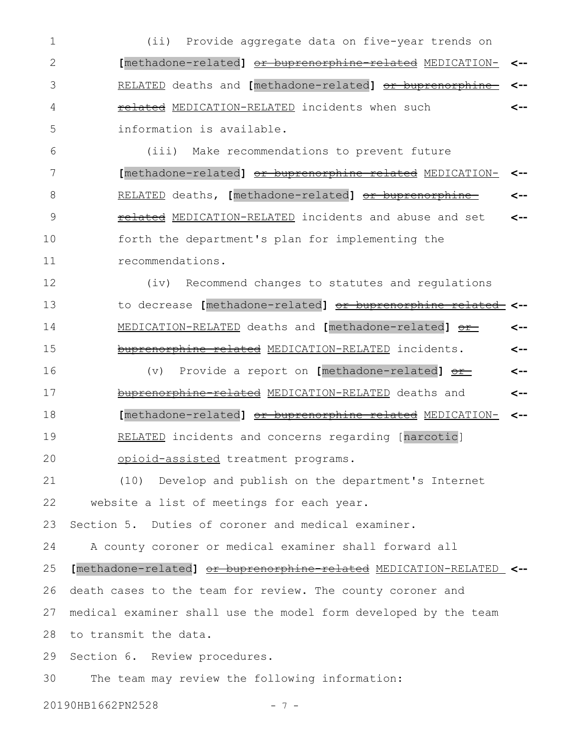(ii) Provide aggregate data on five-year trends on [methadone-related] ~~or buprenorphine-related~~ MEDICATION-RELATED deaths and [methadone-related] ~~or buprenorphine-related~~ MEDICATION-RELATED incidents when such information is available.

(iii) Make recommendations to prevent future [methadone-related] ~~or buprenorphine-related~~ MEDICATION-RELATED deaths, [methadone-related] ~~or buprenorphine-related~~ MEDICATION-RELATED incidents and abuse and set forth the department's plan for implementing the recommendations.

(iv) Recommend changes to statutes and regulations to decrease [methadone-related] ~~or buprenorphine-related~~ MEDICATION-RELATED deaths and [methadone-related] ~~or buprenorphine-related~~ MEDICATION-RELATED incidents.

(v) Provide a report on [methadone-related] ~~or buprenorphine-related~~ MEDICATION-RELATED deaths and [methadone-related] ~~or buprenorphine-related~~ MEDICATION-RELATED incidents and concerns regarding [narcotic] opioid-assisted treatment programs.

(10) Develop and publish on the department's Internet website a list of meetings for each year.

Section 5. Duties of coroner and medical examiner.

A county coroner or medical examiner shall forward all [methadone-related] ~~or buprenorphine-related~~ MEDICATION-RELATED death cases to the team for review. The county coroner and medical examiner shall use the model form developed by the team to transmit the data.

Section 6. Review procedures.

The team may review the following information: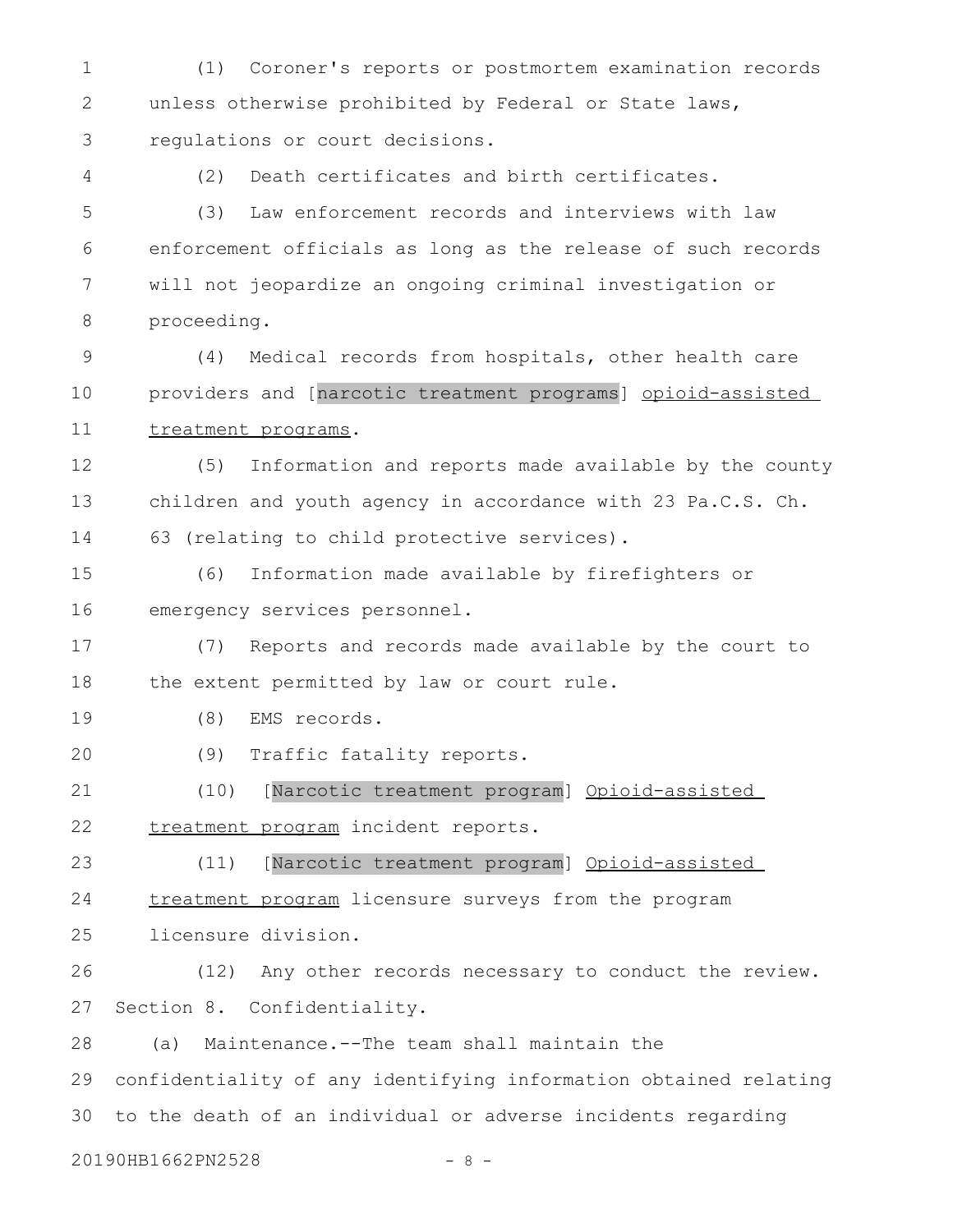(1) Coroner's reports or postmortem examination records unless otherwise prohibited by Federal or State laws, regulations or court decisions.

(2) Death certificates and birth certificates.

(3) Law enforcement records and interviews with law enforcement officials as long as the release of such records will not jeopardize an ongoing criminal investigation or proceeding.

(4) Medical records from hospitals, other health care providers and [narcotic treatment programs] opioid-assisted treatment programs.

(5) Information and reports made available by the county children and youth agency in accordance with 23 Pa.C.S. Ch. 63 (relating to child protective services).

(6) Information made available by firefighters or emergency services personnel.

(7) Reports and records made available by the court to the extent permitted by law or court rule.

(8) EMS records.

(9) Traffic fatality reports.

(10) [Narcotic treatment program] Opioid-assisted treatment program incident reports.

(11) [Narcotic treatment program] Opioid-assisted treatment program licensure surveys from the program licensure division.

(12) Any other records necessary to conduct the review.

Section 8. Confidentiality.

(a) Maintenance.--The team shall maintain the confidentiality of any identifying information obtained relating to the death of an individual or adverse incidents regarding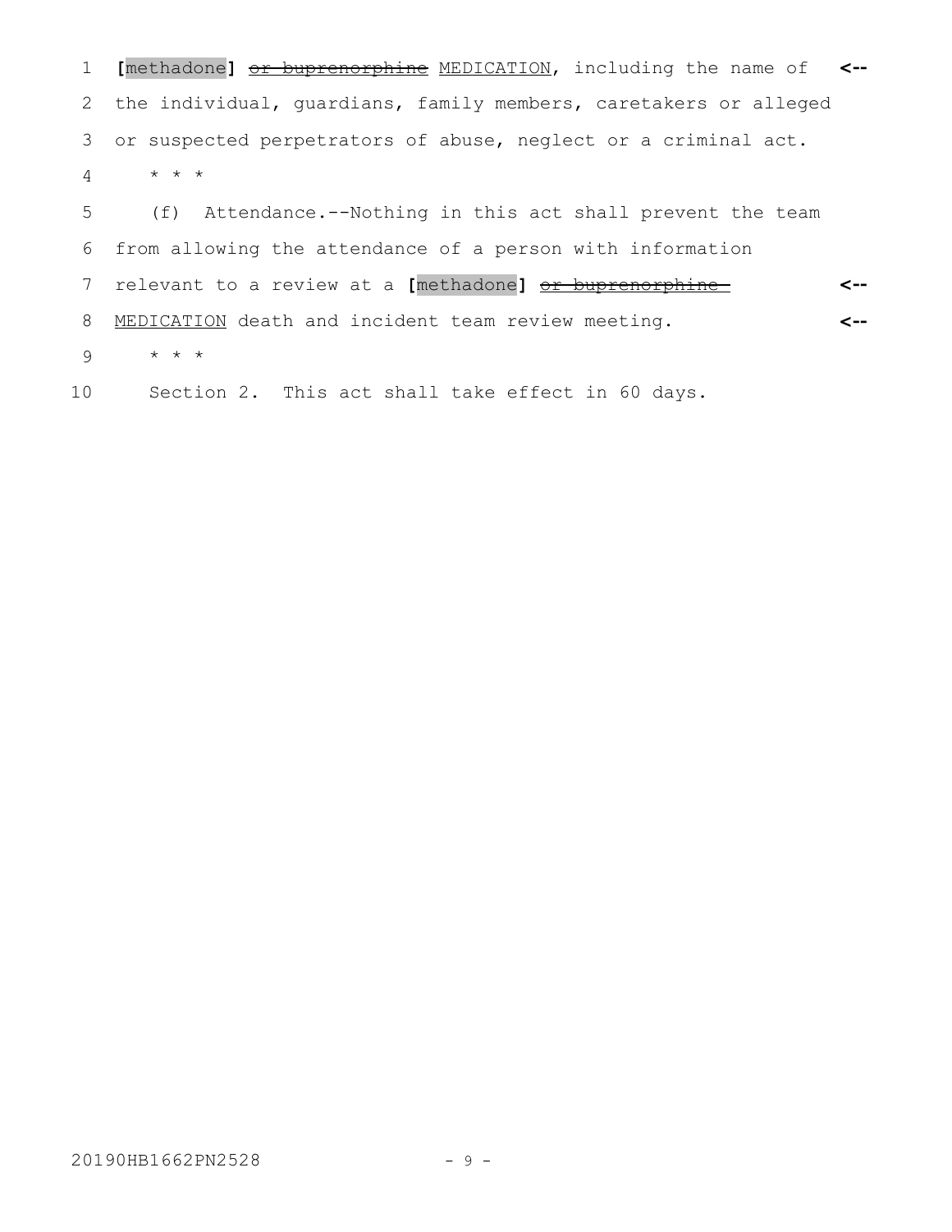[methadone] ~~or buprenorphine~~ MEDICATION, including the name of the individual, guardians, family members, caretakers or alleged or suspected perpetrators of abuse, neglect or a criminal act.

\* \* \*

(f) Attendance.--Nothing in this act shall prevent the team from allowing the attendance of a person with information relevant to a review at a [methadone] ~~or buprenorphine~~ MEDICATION death and incident team review meeting.

\* \* \*

Section 2. This act shall take effect in 60 days.